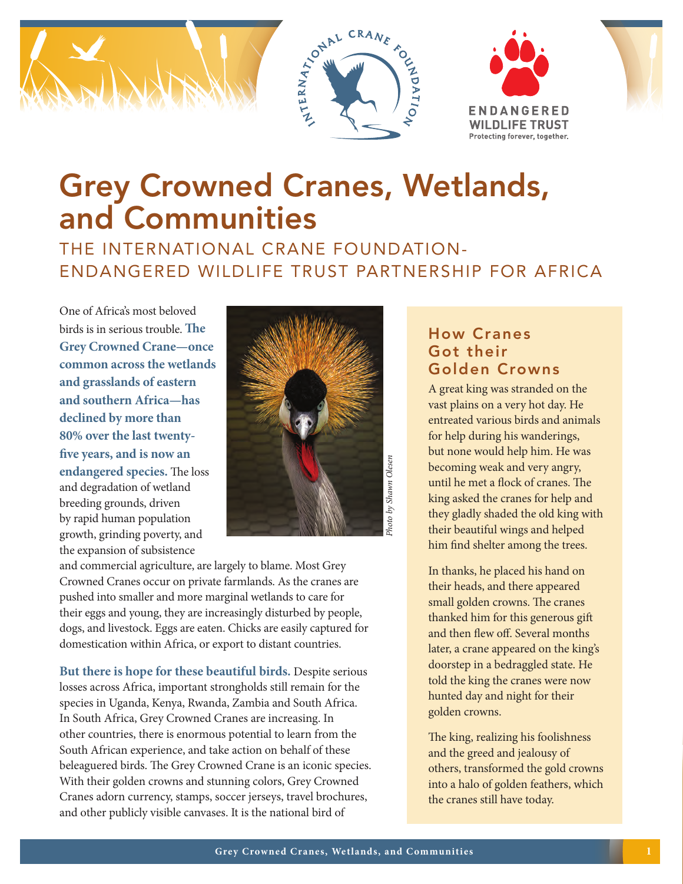# Grey Crowned Cranes, Wetlands, and Communities

## THE INTERNATIONAL CRANE FOUNDATION-ENDANGERED WILDLIFE TRUST PARTNERSHIP FOR AFRICA

One of Africa's most beloved birds is in serious trouble. **The Grey Crowned Crane—once common across the wetlands and grasslands of eastern and southern Africa—has declined by more than 80% over the last twenty-five years, and is now an endangered species.** The loss and degradation of wetland breeding grounds, driven by rapid human population growth, grinding poverty, and the expansion of subsistence and commercial agriculture, are largely to blame. Most Grey Crowned Cranes occur on private farmlands. As the cranes are pushed into smaller and more marginal wetlands to care for their eggs and young, they are increasingly disturbed by people, dogs, and livestock. Eggs are eaten. Chicks are easily captured for domestication within Africa, or export to distant countries.

*Photo by Shawn Olesen*

**But there is hope for these beautiful birds.** Despite serious losses across Africa, important strongholds still remain for the species in Uganda, Kenya, Rwanda, Zambia and South Africa. In South Africa, Grey Crowned Cranes are increasing. In other countries, there is enormous potential to learn from the South African experience, and take action on behalf of these beleaguered birds. The Grey Crowned Crane is an iconic species. With their golden crowns and stunning colors, Grey Crowned Cranes adorn currency, stamps, soccer jerseys, travel brochures, and other publicly visible canvases. It is the national bird of

### How Cranes Got their Golden Crowns

A great king was stranded on the vast plains on a very hot day. He entreated various birds and animals for help during his wanderings, but none would help him. He was becoming weak and very angry, until he met a flock of cranes. The king asked the cranes for help and they gladly shaded the old king with their beautiful wings and helped him find shelter among the trees.

In thanks, he placed his hand on their heads, and there appeared small golden crowns. The cranes thanked him for this generous gift and then flew off. Several months later, a crane appeared on the king's doorstep in a bedraggled state. He told the king the cranes were now hunted day and night for their golden crowns.

The king, realizing his foolishness and the greed and jealousy of others, transformed the gold crowns into a halo of golden feathers, which the cranes still have today.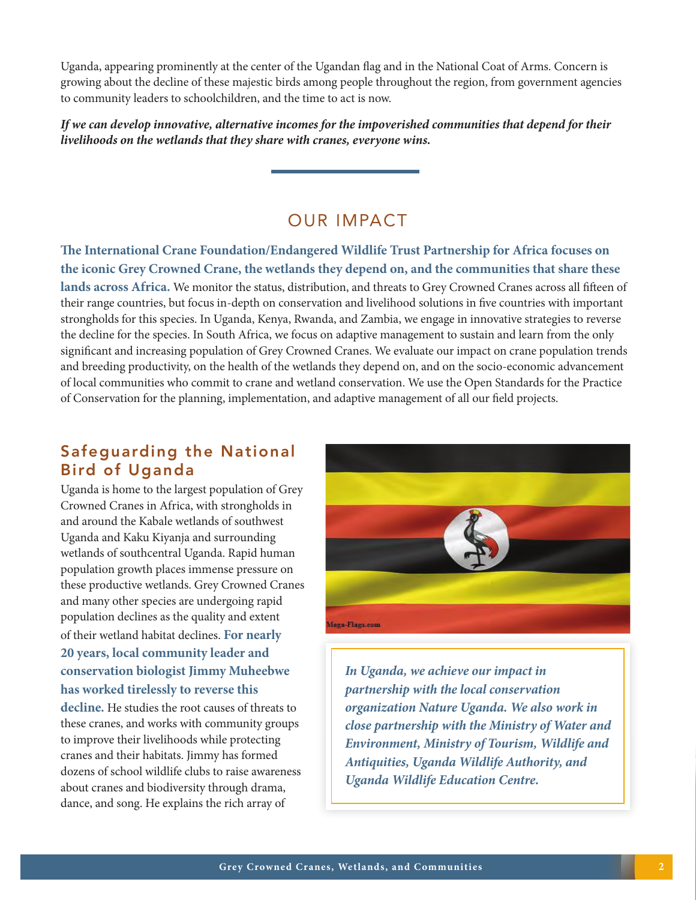Uganda, appearing prominently at the center of the Ugandan flag and in the National Coat of Arms. Concern is growing about the decline of these majestic birds among people throughout the region, from government agencies to community leaders to schoolchildren, and the time to act is now.

***If we can develop innovative, alternative incomes for the impoverished communities that depend for their livelihoods on the wetlands that they share with cranes, everyone wins.***

## OUR IMPACT

**The International Crane Foundation/Endangered Wildlife Trust Partnership for Africa focuses on the iconic Grey Crowned Crane, the wetlands they depend on, and the communities that share these lands across Africa.** We monitor the status, distribution, and threats to Grey Crowned Cranes across all fifteen of their range countries, but focus in-depth on conservation and livelihood solutions in five countries with important strongholds for this species. In Uganda, Kenya, Rwanda, and Zambia, we engage in innovative strategies to reverse the decline for the species. In South Africa, we focus on adaptive management to sustain and learn from the only significant and increasing population of Grey Crowned Cranes. We evaluate our impact on crane population trends and breeding productivity, on the health of the wetlands they depend on, and on the socio-economic advancement of local communities who commit to crane and wetland conservation. We use the Open Standards for the Practice of Conservation for the planning, implementation, and adaptive management of all our field projects.

### Safeguarding the National Bird of Uganda

Uganda is home to the largest population of Grey Crowned Cranes in Africa, with strongholds in and around the Kabale wetlands of southwest Uganda and Kaku Kiyanja and surrounding wetlands of southcentral Uganda. Rapid human population growth places immense pressure on these productive wetlands. Grey Crowned Cranes and many other species are undergoing rapid population declines as the quality and extent of their wetland habitat declines. **For nearly 20 years, local community leader and conservation biologist Jimmy Muheebwe has worked tirelessly to reverse this decline.** He studies the root causes of threats to these cranes, and works with community groups to improve their livelihoods while protecting cranes and their habitats. Jimmy has formed dozens of school wildlife clubs to raise awareness about cranes and biodiversity through drama, dance, and song. He explains the rich array of

Mega-Flags.com

***In Uganda, we achieve our impact in partnership with the local conservation organization Nature Uganda. We also work in close partnership with the Ministry of Water and Environment, Ministry of Tourism, Wildlife and Antiquities, Uganda Wildlife Authority, and Uganda Wildlife Education Centre.***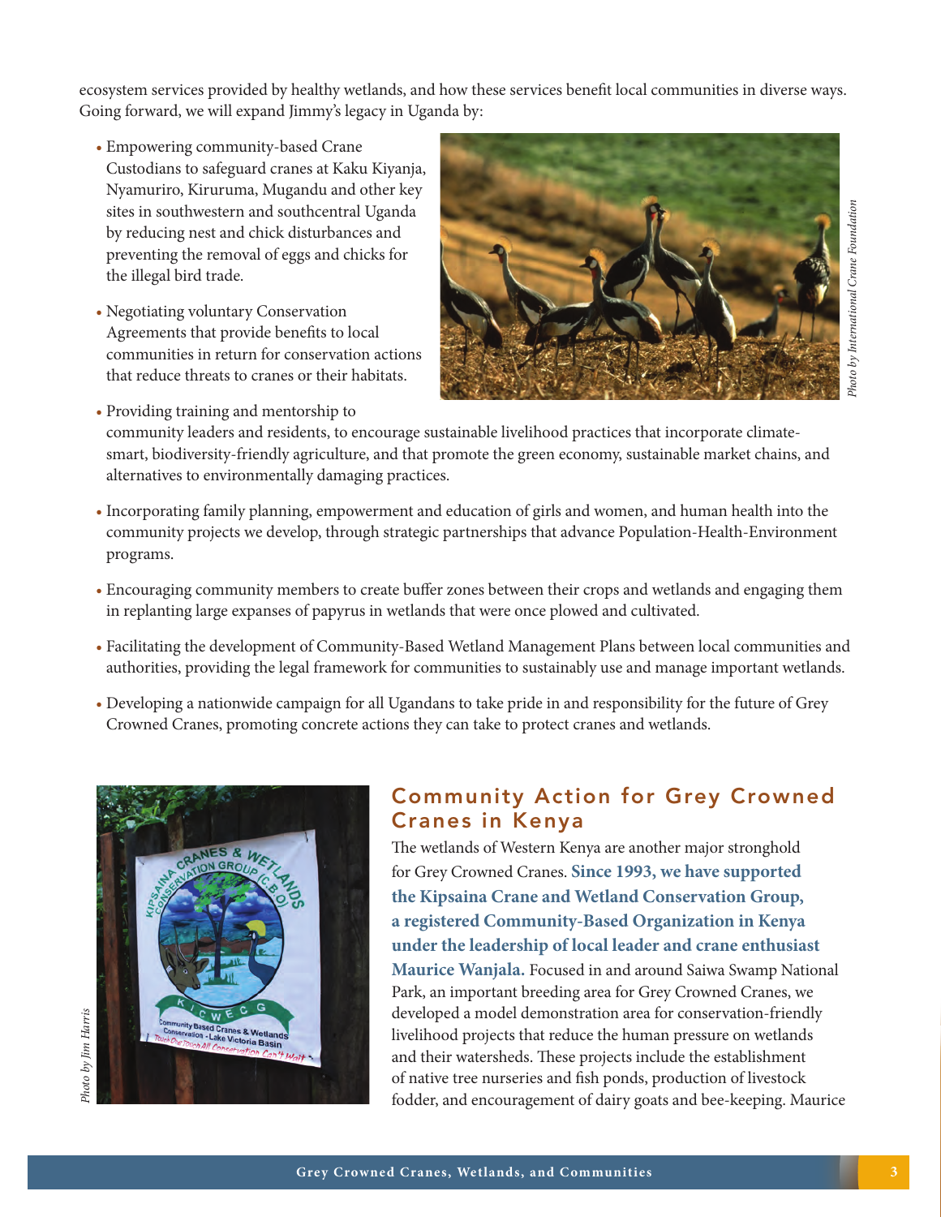ecosystem services provided by healthy wetlands, and how these services benefit local communities in diverse ways. Going forward, we will expand Jimmy's legacy in Uganda by:

- Empowering community-based Crane Custodians to safeguard cranes at Kaku Kiyanja, Nyamuriro, Kiruruma, Mugandu and other key sites in southwestern and southcentral Uganda by reducing nest and chick disturbances and preventing the removal of eggs and chicks for the illegal bird trade.
- Negotiating voluntary Conservation Agreements that provide benefits to local communities in return for conservation actions that reduce threats to cranes or their habitats.
- Providing training and mentorship to community leaders and residents, to encourage sustainable livelihood practices that incorporate climate-smart, biodiversity-friendly agriculture, and that promote the green economy, sustainable market chains, and alternatives to environmentally damaging practices.
- Incorporating family planning, empowerment and education of girls and women, and human health into the community projects we develop, through strategic partnerships that advance Population-Health-Environment programs.
- Encouraging community members to create buffer zones between their crops and wetlands and engaging them in replanting large expanses of papyrus in wetlands that were once plowed and cultivated.
- Facilitating the development of Community-Based Wetland Management Plans between local communities and authorities, providing the legal framework for communities to sustainably use and manage important wetlands.
- Developing a nationwide campaign for all Ugandans to take pride in and responsibility for the future of Grey Crowned Cranes, promoting concrete actions they can take to protect cranes and wetlands.

*Photo by International Crane Foundation*

*Photo by Jim Harris*

## Community Action for Grey Crowned Cranes in Kenya

The wetlands of Western Kenya are another major stronghold for Grey Crowned Cranes. **Since 1993, we have supported the Kipsaina Crane and Wetland Conservation Group, a registered Community-Based Organization in Kenya under the leadership of local leader and crane enthusiast Maurice Wanjala.** Focused in and around Saiwa Swamp National Park, an important breeding area for Grey Crowned Cranes, we developed a model demonstration area for conservation-friendly livelihood projects that reduce the human pressure on wetlands and their watersheds. These projects include the establishment of native tree nurseries and fish ponds, production of livestock fodder, and encouragement of dairy goats and bee-keeping. Maurice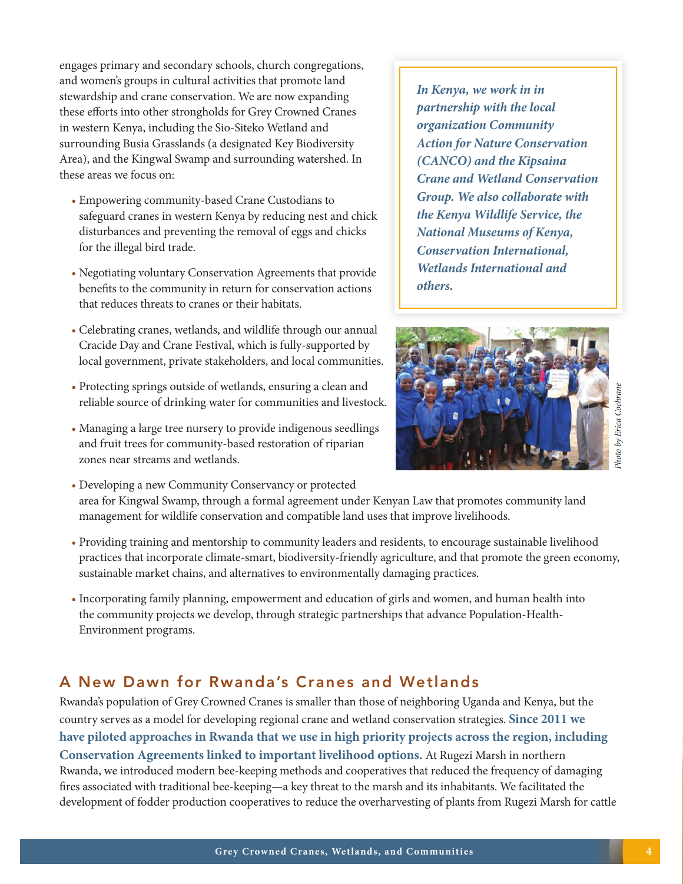engages primary and secondary schools, church congregations, and women's groups in cultural activities that promote land stewardship and crane conservation. We are now expanding these efforts into other strongholds for Grey Crowned Cranes in western Kenya, including the Sio-Siteko Wetland and surrounding Busia Grasslands (a designated Key Biodiversity Area), and the Kingwal Swamp and surrounding watershed. In these areas we focus on:

- Empowering community-based Crane Custodians to safeguard cranes in western Kenya by reducing nest and chick disturbances and preventing the removal of eggs and chicks for the illegal bird trade.
- Negotiating voluntary Conservation Agreements that provide benefits to the community in return for conservation actions that reduces threats to cranes or their habitats.
- Celebrating cranes, wetlands, and wildlife through our annual Cracide Day and Crane Festival, which is fully-supported by local government, private stakeholders, and local communities.
- Protecting springs outside of wetlands, ensuring a clean and reliable source of drinking water for communities and livestock.
- Managing a large tree nursery to provide indigenous seedlings and fruit trees for community-based restoration of riparian zones near streams and wetlands.
- Developing a new Community Conservancy or protected area for Kingwal Swamp, through a formal agreement under Kenyan Law that promotes community land management for wildlife conservation and compatible land uses that improve livelihoods.
- Providing training and mentorship to community leaders and residents, to encourage sustainable livelihood practices that incorporate climate-smart, biodiversity-friendly agriculture, and that promote the green economy, sustainable market chains, and alternatives to environmentally damaging practices.
- Incorporating family planning, empowerment and education of girls and women, and human health into the community projects we develop, through strategic partnerships that advance Population-Health-Environment programs.

***In Kenya, we work in in partnership with the local organization Community Action for Nature Conservation (CANCO) and the Kipsaina Crane and Wetland Conservation Group. We also collaborate with the Kenya Wildlife Service, the National Museums of Kenya, Conservation International, Wetlands International and others.***

*Photo by Erica Cochrane*

## A New Dawn for Rwanda's Cranes and Wetlands

Rwanda's population of Grey Crowned Cranes is smaller than those of neighboring Uganda and Kenya, but the country serves as a model for developing regional crane and wetland conservation strategies. **Since 2011 we have piloted approaches in Rwanda that we use in high priority projects across the region, including Conservation Agreements linked to important livelihood options.** At Rugezi Marsh in northern Rwanda, we introduced modern bee-keeping methods and cooperatives that reduced the frequency of damaging fires associated with traditional bee-keeping—a key threat to the marsh and its inhabitants. We facilitated the development of fodder production cooperatives to reduce the overharvesting of plants from Rugezi Marsh for cattle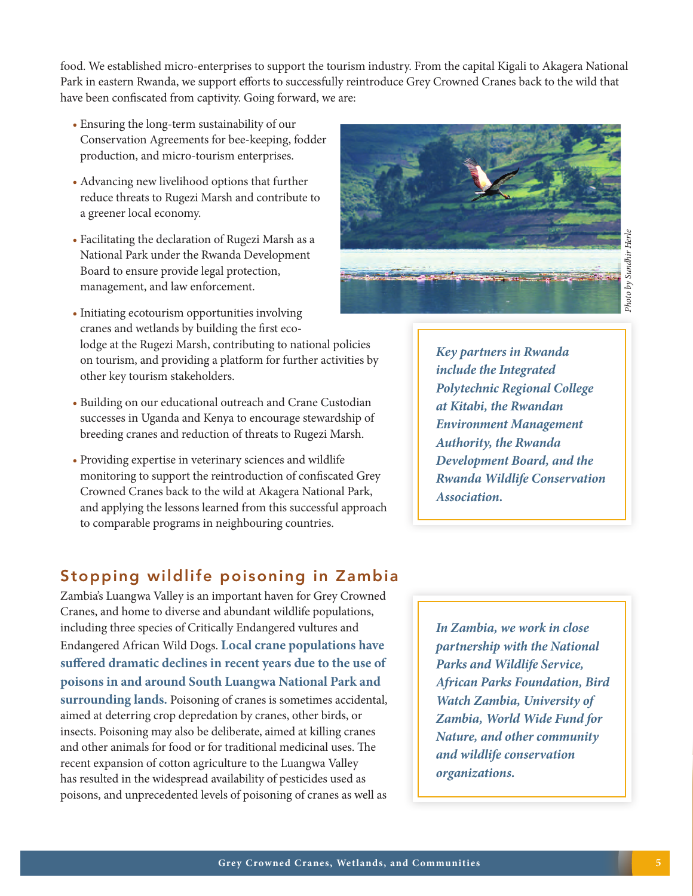food. We established micro-enterprises to support the tourism industry. From the capital Kigali to Akagera National Park in eastern Rwanda, we support efforts to successfully reintroduce Grey Crowned Cranes back to the wild that have been confiscated from captivity. Going forward, we are:

- Ensuring the long-term sustainability of our Conservation Agreements for bee-keeping, fodder production, and micro-tourism enterprises.
- Advancing new livelihood options that further reduce threats to Rugezi Marsh and contribute to a greener local economy.
- Facilitating the declaration of Rugezi Marsh as a National Park under the Rwanda Development Board to ensure provide legal protection, management, and law enforcement.
- Initiating ecotourism opportunities involving cranes and wetlands by building the first eco-lodge at the Rugezi Marsh, contributing to national policies on tourism, and providing a platform for further activities by other key tourism stakeholders.
- Building on our educational outreach and Crane Custodian successes in Uganda and Kenya to encourage stewardship of breeding cranes and reduction of threats to Rugezi Marsh.
- Providing expertise in veterinary sciences and wildlife monitoring to support the reintroduction of confiscated Grey Crowned Cranes back to the wild at Akagera National Park, and applying the lessons learned from this successful approach to comparable programs in neighbouring countries.

*Photo by Sundhir Herle*

***Key partners in Rwanda include the Integrated Polytechnic Regional College at Kitabi, the Rwandan Environment Management Authority, the Rwanda Development Board, and the Rwanda Wildlife Conservation Association.***

## Stopping wildlife poisoning in Zambia

Zambia's Luangwa Valley is an important haven for Grey Crowned Cranes, and home to diverse and abundant wildlife populations, including three species of Critically Endangered vultures and Endangered African Wild Dogs. **Local crane populations have suffered dramatic declines in recent years due to the use of poisons in and around South Luangwa National Park and surrounding lands.** Poisoning of cranes is sometimes accidental, aimed at deterring crop depredation by cranes, other birds, or insects. Poisoning may also be deliberate, aimed at killing cranes and other animals for food or for traditional medicinal uses. The recent expansion of cotton agriculture to the Luangwa Valley has resulted in the widespread availability of pesticides used as poisons, and unprecedented levels of poisoning of cranes as well as

***In Zambia, we work in close partnership with the National Parks and Wildlife Service, African Parks Foundation, Bird Watch Zambia, University of Zambia, World Wide Fund for Nature, and other community and wildlife conservation organizations.***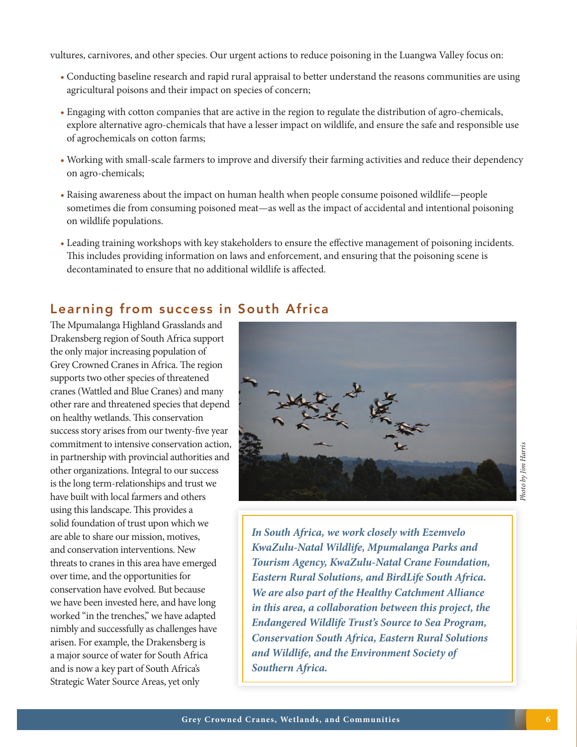vultures, carnivores, and other species. Our urgent actions to reduce poisoning in the Luangwa Valley focus on:

- Conducting baseline research and rapid rural appraisal to better understand the reasons communities are using agricultural poisons and their impact on species of concern;
- Engaging with cotton companies that are active in the region to regulate the distribution of agro-chemicals, explore alternative agro-chemicals that have a lesser impact on wildlife, and ensure the safe and responsible use of agrochemicals on cotton farms;
- Working with small-scale farmers to improve and diversify their farming activities and reduce their dependency on agro-chemicals;
- Raising awareness about the impact on human health when people consume poisoned wildlife—people sometimes die from consuming poisoned meat—as well as the impact of accidental and intentional poisoning on wildlife populations.
- Leading training workshops with key stakeholders to ensure the effective management of poisoning incidents. This includes providing information on laws and enforcement, and ensuring that the poisoning scene is decontaminated to ensure that no additional wildlife is affected.

## Learning from success in South Africa

The Mpumalanga Highland Grasslands and Drakensberg region of South Africa support the only major increasing population of Grey Crowned Cranes in Africa. The region supports two other species of threatened cranes (Wattled and Blue Cranes) and many other rare and threatened species that depend on healthy wetlands. This conservation success story arises from our twenty-five year commitment to intensive conservation action, in partnership with provincial authorities and other organizations. Integral to our success is the long term-relationships and trust we have built with local farmers and others using this landscape. This provides a solid foundation of trust upon which we are able to share our mission, motives, and conservation interventions. New threats to cranes in this area have emerged over time, and the opportunities for conservation have evolved. But because we have been invested here, and have long worked "in the trenches," we have adapted nimbly and successfully as challenges have arisen. For example, the Drakensberg is a major source of water for South Africa and is now a key part of South Africa's Strategic Water Source Areas, yet only

*Photo by Jim Harris*

***In South Africa, we work closely with Ezemvelo KwaZulu-Natal Wildlife, Mpumalanga Parks and Tourism Agency, KwaZulu-Natal Crane Foundation, Eastern Rural Solutions, and BirdLife South Africa. We are also part of the Healthy Catchment Alliance in this area, a collaboration between this project, the Endangered Wildlife Trust's Source to Sea Program, Conservation South Africa, Eastern Rural Solutions and Wildlife, and the Environment Society of Southern Africa.***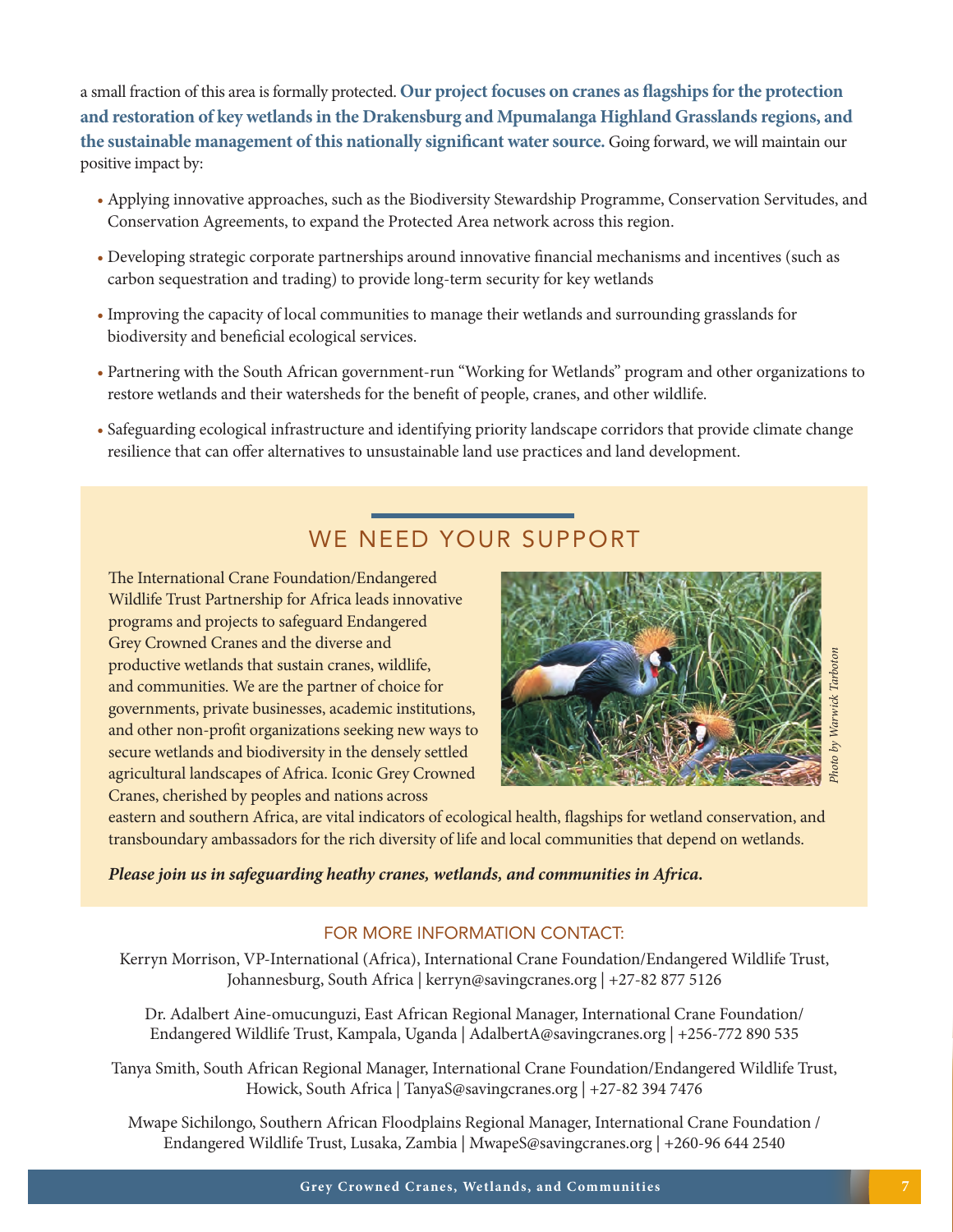a small fraction of this area is formally protected. **Our project focuses on cranes as flagships for the protection and restoration of key wetlands in the Drakensburg and Mpumalanga Highland Grasslands regions, and the sustainable management of this nationally significant water source.** Going forward, we will maintain our positive impact by:

- Applying innovative approaches, such as the Biodiversity Stewardship Programme, Conservation Servitudes, and Conservation Agreements, to expand the Protected Area network across this region.
- Developing strategic corporate partnerships around innovative financial mechanisms and incentives (such as carbon sequestration and trading) to provide long-term security for key wetlands
- Improving the capacity of local communities to manage their wetlands and surrounding grasslands for biodiversity and beneficial ecological services.
- Partnering with the South African government-run "Working for Wetlands" program and other organizations to restore wetlands and their watersheds for the benefit of people, cranes, and other wildlife.
- Safeguarding ecological infrastructure and identifying priority landscape corridors that provide climate change resilience that can offer alternatives to unsustainable land use practices and land development.

## WE NEED YOUR SUPPORT

The International Crane Foundation/Endangered Wildlife Trust Partnership for Africa leads innovative programs and projects to safeguard Endangered Grey Crowned Cranes and the diverse and productive wetlands that sustain cranes, wildlife, and communities. We are the partner of choice for governments, private businesses, academic institutions, and other non-profit organizations seeking new ways to secure wetlands and biodiversity in the densely settled agricultural landscapes of Africa. Iconic Grey Crowned Cranes, cherished by peoples and nations across eastern and southern Africa, are vital indicators of ecological health, flagships for wetland conservation, and transboundary ambassadors for the rich diversity of life and local communities that depend on wetlands.

*Photo by Warwick Tarboton*

***Please join us in safeguarding heathy cranes, wetlands, and communities in Africa.***

### FOR MORE INFORMATION CONTACT:

Kerryn Morrison, VP-International (Africa), International Crane Foundation/Endangered Wildlife Trust, Johannesburg, South Africa | kerryn@savingcranes.org | +27-82 877 5126

Dr. Adalbert Aine-omucunguzi, East African Regional Manager, International Crane Foundation/ Endangered Wildlife Trust, Kampala, Uganda | AdalbertA@savingcranes.org | +256-772 890 535

Tanya Smith, South African Regional Manager, International Crane Foundation/Endangered Wildlife Trust, Howick, South Africa | TanyaS@savingcranes.org | +27-82 394 7476

Mwape Sichilongo, Southern African Floodplains Regional Manager, International Crane Foundation / Endangered Wildlife Trust, Lusaka, Zambia | MwapeS@savingcranes.org | +260-96 644 2540